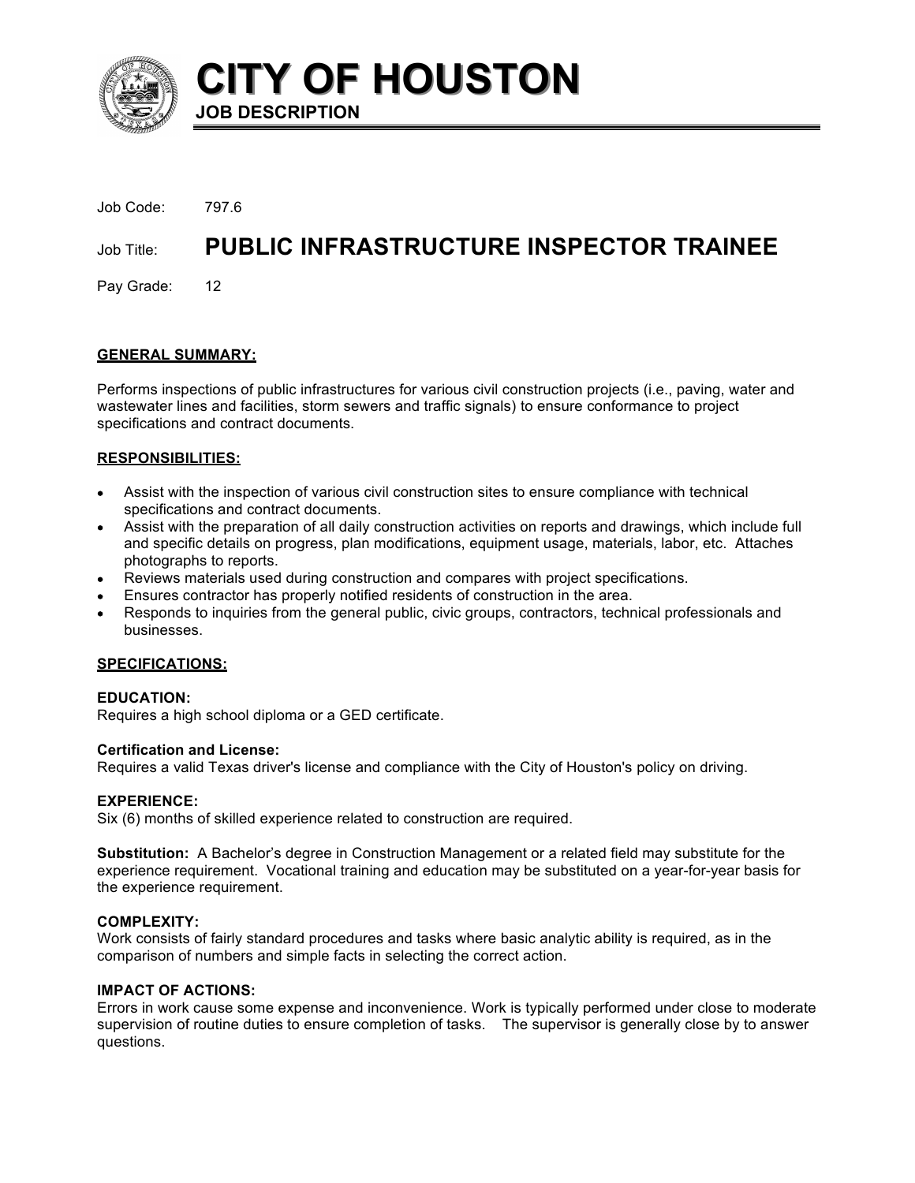# CITY OF HOUSTON

## JOB DESCRIPTION

Job Code: 797.6

Job Title: **PUBLIC INFRASTRUCTURE INSPECTOR TRAINEE**

Pay Grade: 12

### GENERAL SUMMARY:

Performs inspections of public infrastructures for various civil construction projects (i.e., paving, water and wastewater lines and facilities, storm sewers and traffic signals) to ensure conformance to project specifications and contract documents.

### RESPONSIBILITIES:

- Assist with the inspection of various civil construction sites to ensure compliance with technical specifications and contract documents.
- Assist with the preparation of all daily construction activities on reports and drawings, which include full and specific details on progress, plan modifications, equipment usage, materials, labor, etc. Attaches photographs to reports.
- Reviews materials used during construction and compares with project specifications.
- Ensures contractor has properly notified residents of construction in the area.
- Responds to inquiries from the general public, civic groups, contractors, technical professionals and businesses.

### SPECIFICATIONS:

**EDUCATION:**
Requires a high school diploma or a GED certificate.

**Certification and License:**
Requires a valid Texas driver's license and compliance with the City of Houston's policy on driving.

**EXPERIENCE:**
Six (6) months of skilled experience related to construction are required.

**Substitution:** A Bachelor's degree in Construction Management or a related field may substitute for the experience requirement. Vocational training and education may be substituted on a year-for-year basis for the experience requirement.

**COMPLEXITY:**
Work consists of fairly standard procedures and tasks where basic analytic ability is required, as in the comparison of numbers and simple facts in selecting the correct action.

**IMPACT OF ACTIONS:**
Errors in work cause some expense and inconvenience. Work is typically performed under close to moderate supervision of routine duties to ensure completion of tasks. The supervisor is generally close by to answer questions.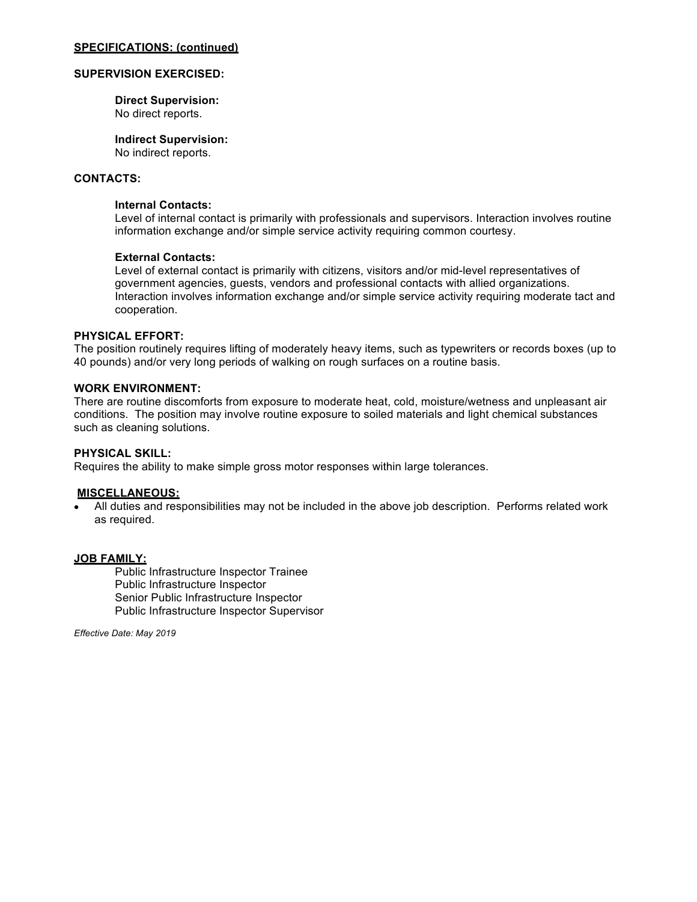**SPECIFICATIONS: (continued)**

**SUPERVISION EXERCISED:**

**Direct Supervision:**
No direct reports.

**Indirect Supervision:**
No indirect reports.

**CONTACTS:**

**Internal Contacts:**
Level of internal contact is primarily with professionals and supervisors. Interaction involves routine information exchange and/or simple service activity requiring common courtesy.

**External Contacts:**
Level of external contact is primarily with citizens, visitors and/or mid-level representatives of government agencies, guests, vendors and professional contacts with allied organizations. Interaction involves information exchange and/or simple service activity requiring moderate tact and cooperation.

**PHYSICAL EFFORT:**
The position routinely requires lifting of moderately heavy items, such as typewriters or records boxes (up to 40 pounds) and/or very long periods of walking on rough surfaces on a routine basis.

**WORK ENVIRONMENT:**
There are routine discomforts from exposure to moderate heat, cold, moisture/wetness and unpleasant air conditions. The position may involve routine exposure to soiled materials and light chemical substances such as cleaning solutions.

**PHYSICAL SKILL:**
Requires the ability to make simple gross motor responses within large tolerances.

**MISCELLANEOUS:**

- All duties and responsibilities may not be included in the above job description. Performs related work as required.

**JOB FAMILY:**

Public Infrastructure Inspector Trainee
Public Infrastructure Inspector
Senior Public Infrastructure Inspector
Public Infrastructure Inspector Supervisor

*Effective Date: May 2019*